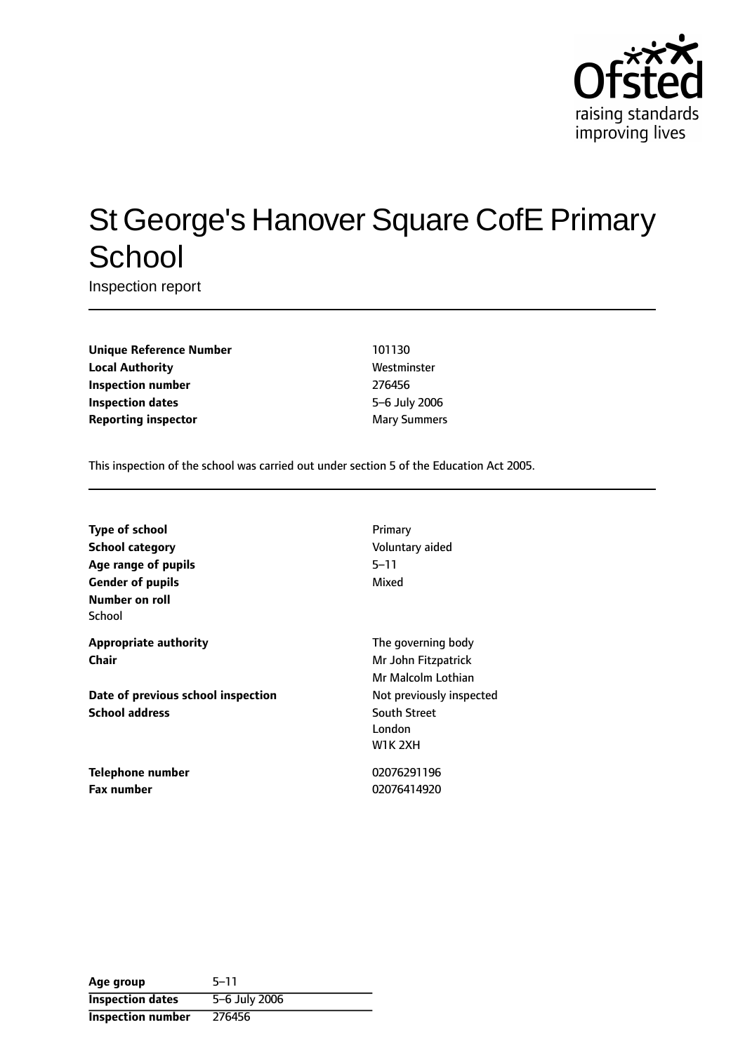# St George's Hanover Square CofE Primary School

Inspection report

| | |
|---|---|
| **Unique Reference Number** | 101130 |
| **Local Authority** | Westminster |
| **Inspection number** | 276456 |
| **Inspection dates** | 5–6 July 2006 |
| **Reporting inspector** | Mary Summers |

This inspection of the school was carried out under section 5 of the Education Act 2005.

| | |
|---|---|
| **Type of school** | Primary |
| **School category** | Voluntary aided |
| **Age range of pupils** | 5–11 |
| **Gender of pupils** | Mixed |
| **Number on roll** | |
| School | |
| **Appropriate authority** | The governing body |
| **Chair** | Mr John Fitzpatrick |
| | Mr Malcolm Lothian |
| **Date of previous school inspection** | Not previously inspected |
| **School address** | South Street<br>London<br>W1K 2XH |
| **Telephone number** | 02076291196 |
| **Fax number** | 02076414920 |

| | |
|---|---|
| **Age group** | 5–11 |
| **Inspection dates** | 5–6 July 2006 |
| **Inspection number** | 276456 |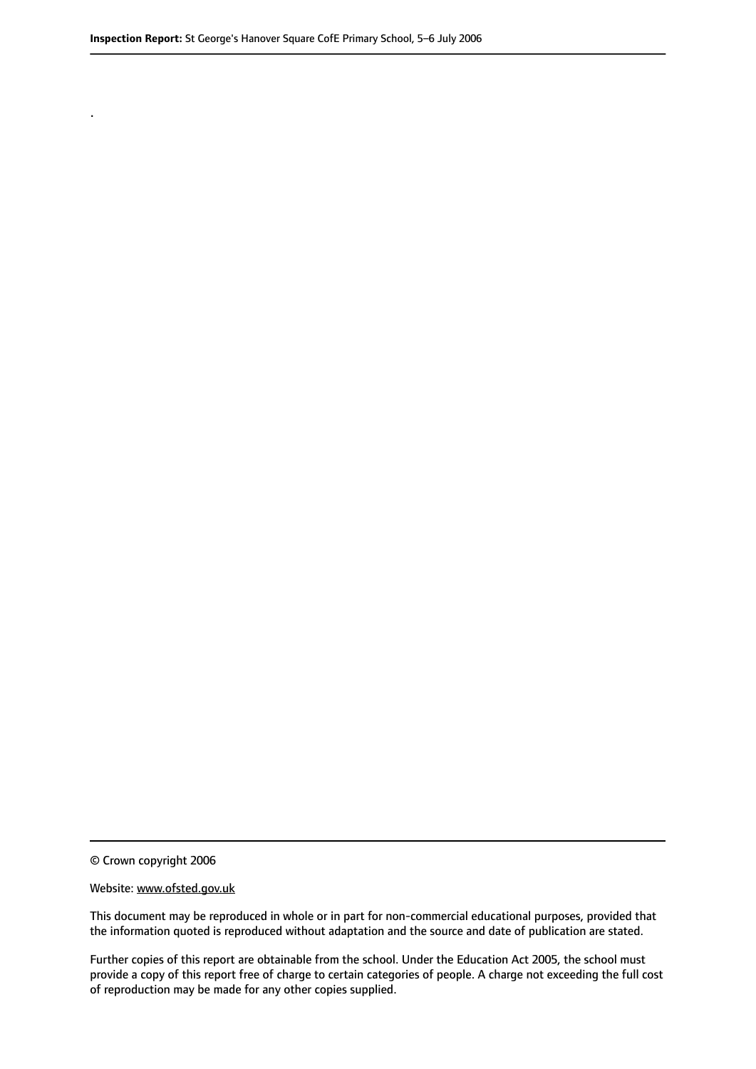.

© Crown copyright 2006

Website: www.ofsted.gov.uk

This document may be reproduced in whole or in part for non-commercial educational purposes, provided that the information quoted is reproduced without adaptation and the source and date of publication are stated.

Further copies of this report are obtainable from the school. Under the Education Act 2005, the school must provide a copy of this report free of charge to certain categories of people. A charge not exceeding the full cost of reproduction may be made for any other copies supplied.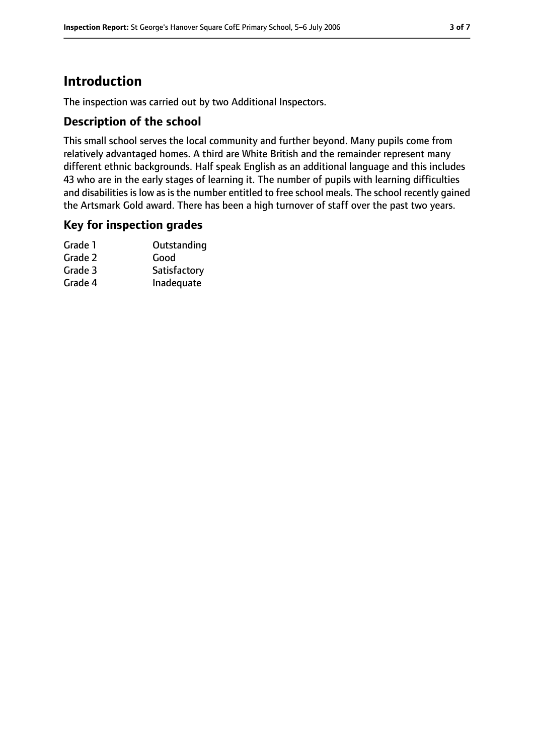## Introduction

The inspection was carried out by two Additional Inspectors.

### Description of the school

This small school serves the local community and further beyond. Many pupils come from relatively advantaged homes. A third are White British and the remainder represent many different ethnic backgrounds. Half speak English as an additional language and this includes 43 who are in the early stages of learning it. The number of pupils with learning difficulties and disabilities is low as is the number entitled to free school meals. The school recently gained the Artsmark Gold award. There has been a high turnover of staff over the past two years.

### Key for inspection grades

| | |
|---|---|
| Grade 1 | Outstanding |
| Grade 2 | Good |
| Grade 3 | Satisfactory |
| Grade 4 | Inadequate |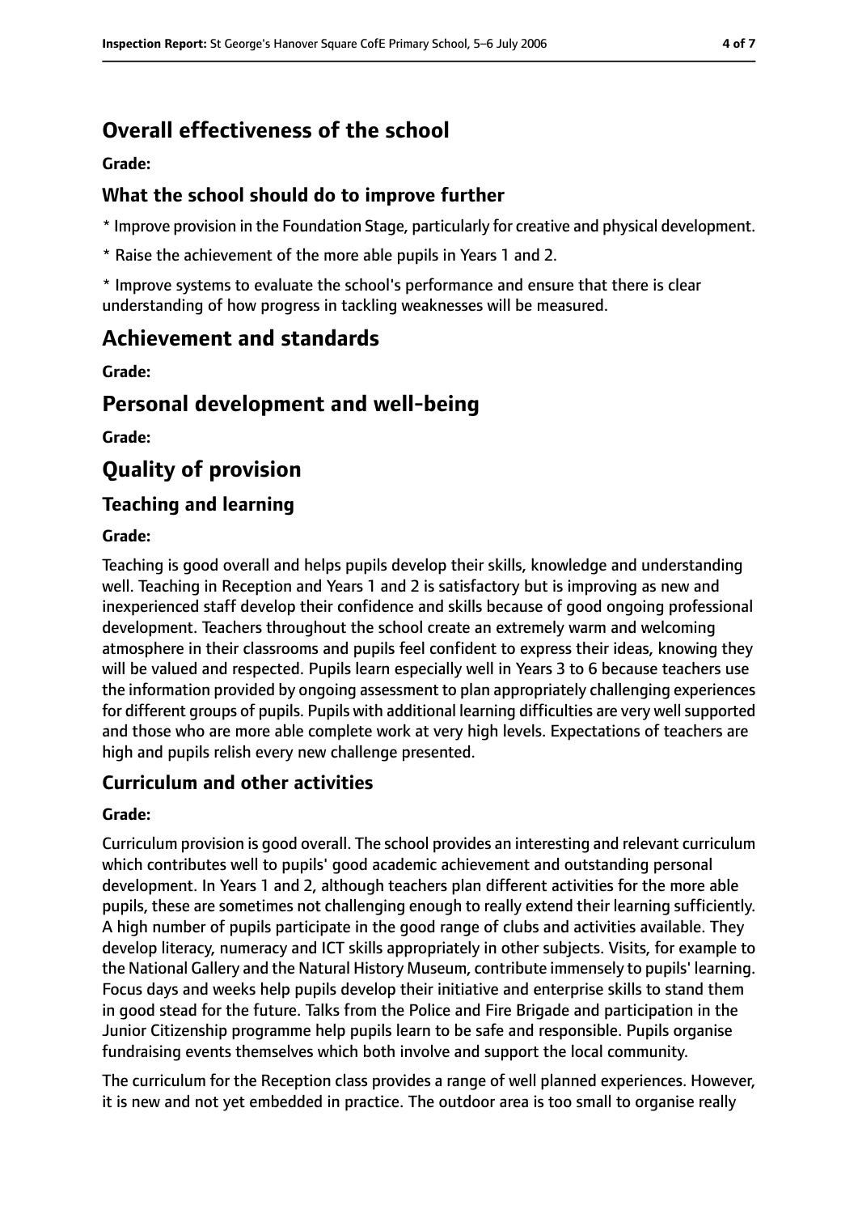# Overall effectiveness of the school

**Grade:**

## What the school should do to improve further

* Improve provision in the Foundation Stage, particularly for creative and physical development.

* Raise the achievement of the more able pupils in Years 1 and 2.

* Improve systems to evaluate the school's performance and ensure that there is clear understanding of how progress in tackling weaknesses will be measured.

# Achievement and standards

**Grade:**

# Personal development and well-being

**Grade:**

# Quality of provision

## Teaching and learning

**Grade:**

Teaching is good overall and helps pupils develop their skills, knowledge and understanding well. Teaching in Reception and Years 1 and 2 is satisfactory but is improving as new and inexperienced staff develop their confidence and skills because of good ongoing professional development. Teachers throughout the school create an extremely warm and welcoming atmosphere in their classrooms and pupils feel confident to express their ideas, knowing they will be valued and respected. Pupils learn especially well in Years 3 to 6 because teachers use the information provided by ongoing assessment to plan appropriately challenging experiences for different groups of pupils. Pupils with additional learning difficulties are very well supported and those who are more able complete work at very high levels. Expectations of teachers are high and pupils relish every new challenge presented.

## Curriculum and other activities

**Grade:**

Curriculum provision is good overall. The school provides an interesting and relevant curriculum which contributes well to pupils' good academic achievement and outstanding personal development. In Years 1 and 2, although teachers plan different activities for the more able pupils, these are sometimes not challenging enough to really extend their learning sufficiently. A high number of pupils participate in the good range of clubs and activities available. They develop literacy, numeracy and ICT skills appropriately in other subjects. Visits, for example to the National Gallery and the Natural History Museum, contribute immensely to pupils' learning. Focus days and weeks help pupils develop their initiative and enterprise skills to stand them in good stead for the future. Talks from the Police and Fire Brigade and participation in the Junior Citizenship programme help pupils learn to be safe and responsible. Pupils organise fundraising events themselves which both involve and support the local community.

The curriculum for the Reception class provides a range of well planned experiences. However, it is new and not yet embedded in practice. The outdoor area is too small to organise really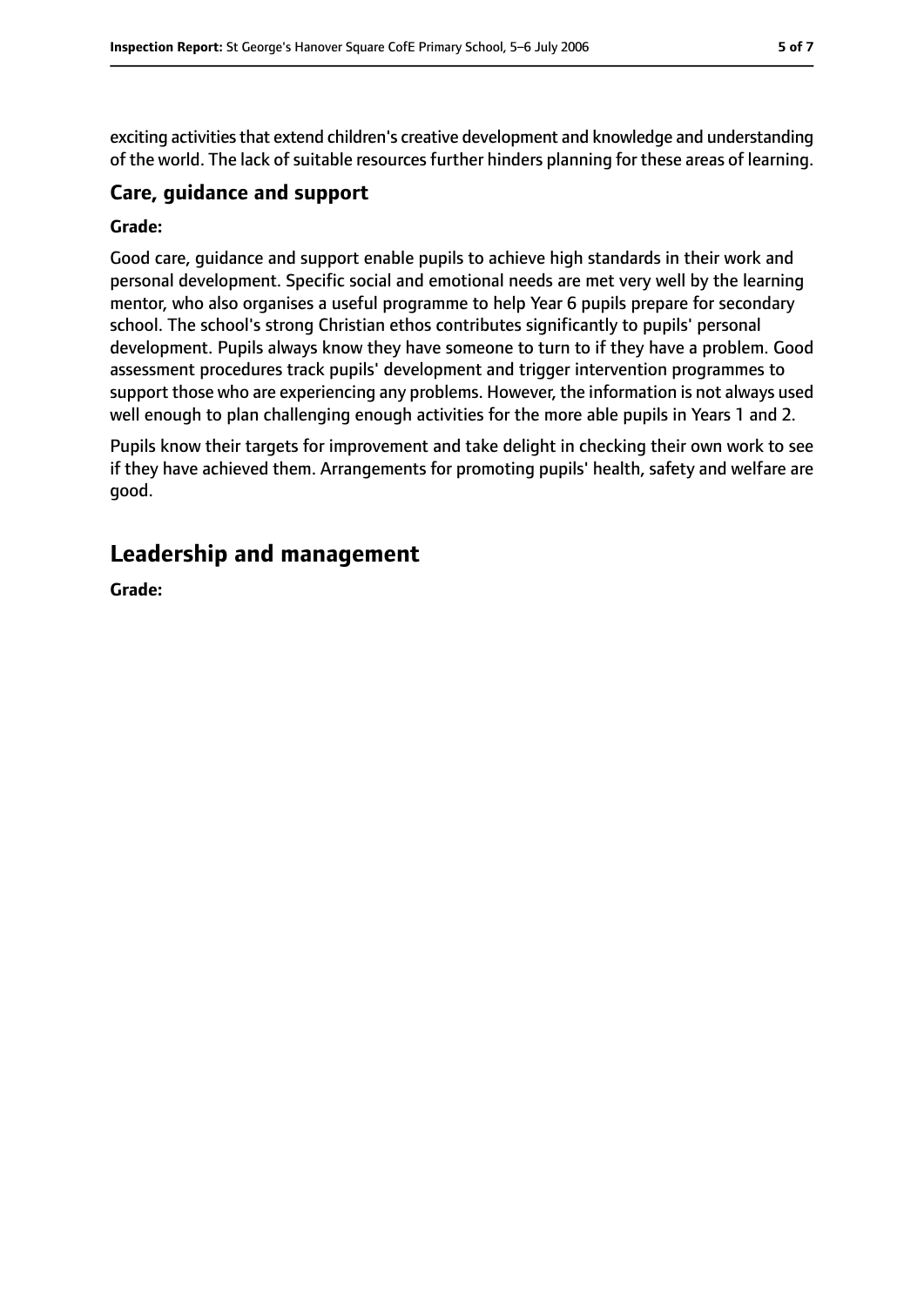exciting activities that extend children's creative development and knowledge and understanding of the world. The lack of suitable resources further hinders planning for these areas of learning.

### Care, guidance and support

**Grade:**

Good care, guidance and support enable pupils to achieve high standards in their work and personal development. Specific social and emotional needs are met very well by the learning mentor, who also organises a useful programme to help Year 6 pupils prepare for secondary school. The school's strong Christian ethos contributes significantly to pupils' personal development. Pupils always know they have someone to turn to if they have a problem. Good assessment procedures track pupils' development and trigger intervention programmes to support those who are experiencing any problems. However, the information is not always used well enough to plan challenging enough activities for the more able pupils in Years 1 and 2.

Pupils know their targets for improvement and take delight in checking their own work to see if they have achieved them. Arrangements for promoting pupils' health, safety and welfare are good.

## Leadership and management

**Grade:**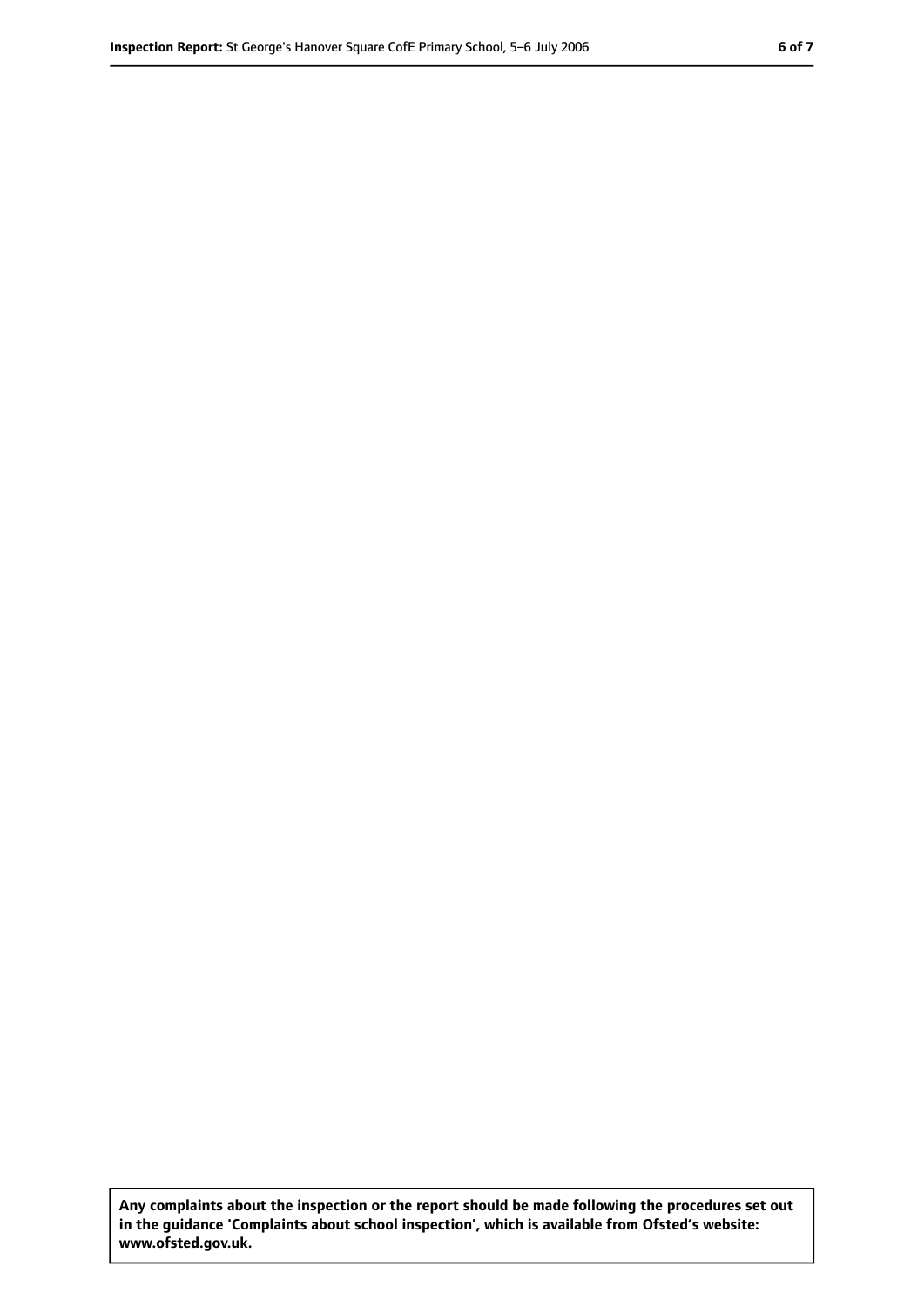**Any complaints about the inspection or the report should be made following the procedures set out in the guidance 'Complaints about school inspection', which is available from Ofsted's website: www.ofsted.gov.uk.**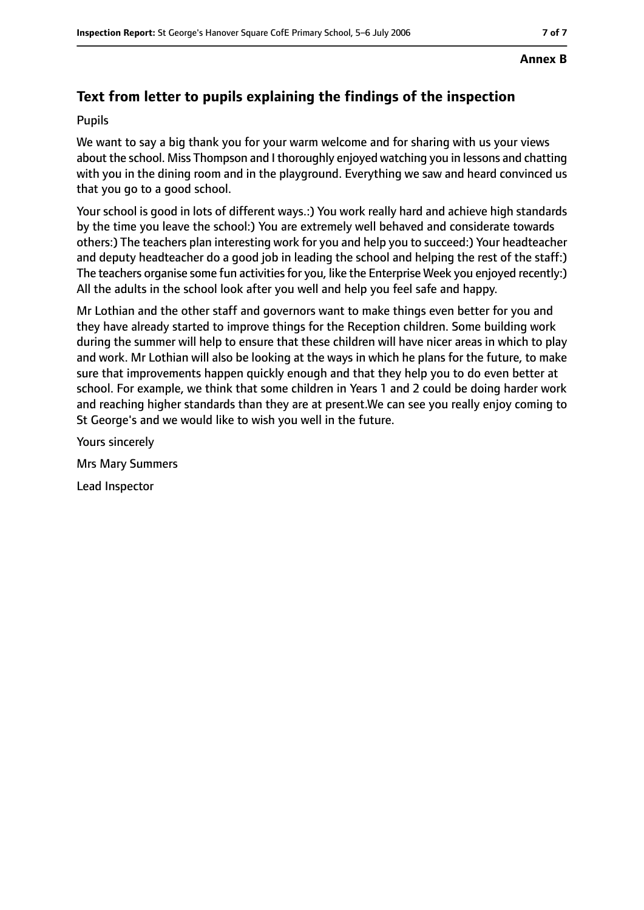Annex B

## Text from letter to pupils explaining the findings of the inspection

Pupils

We want to say a big thank you for your warm welcome and for sharing with us your views about the school. Miss Thompson and I thoroughly enjoyed watching you in lessons and chatting with you in the dining room and in the playground. Everything we saw and heard convinced us that you go to a good school.

Your school is good in lots of different ways.:) You work really hard and achieve high standards by the time you leave the school:) You are extremely well behaved and considerate towards others:) The teachers plan interesting work for you and help you to succeed:) Your headteacher and deputy headteacher do a good job in leading the school and helping the rest of the staff:) The teachers organise some fun activities for you, like the Enterprise Week you enjoyed recently:) All the adults in the school look after you well and help you feel safe and happy.

Mr Lothian and the other staff and governors want to make things even better for you and they have already started to improve things for the Reception children. Some building work during the summer will help to ensure that these children will have nicer areas in which to play and work. Mr Lothian will also be looking at the ways in which he plans for the future, to make sure that improvements happen quickly enough and that they help you to do even better at school. For example, we think that some children in Years 1 and 2 could be doing harder work and reaching higher standards than they are at present.We can see you really enjoy coming to St George's and we would like to wish you well in the future.

Yours sincerely

Mrs Mary Summers

Lead Inspector